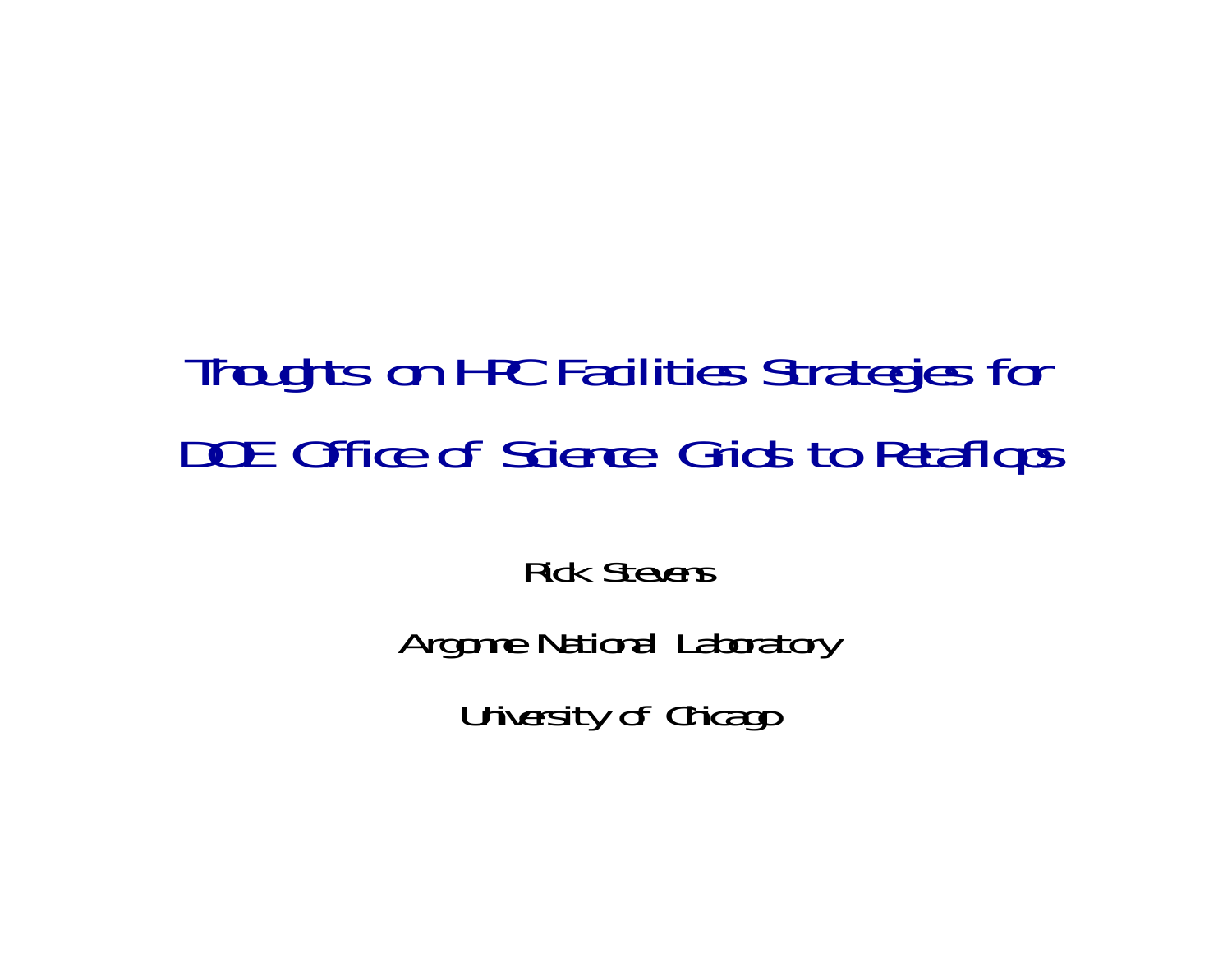# Thoughts on HPC Facilities Strategies for DOE Office of Science: Grids to Petaflops

Rick Stevens

Argonne National Laboratory

University of Chicago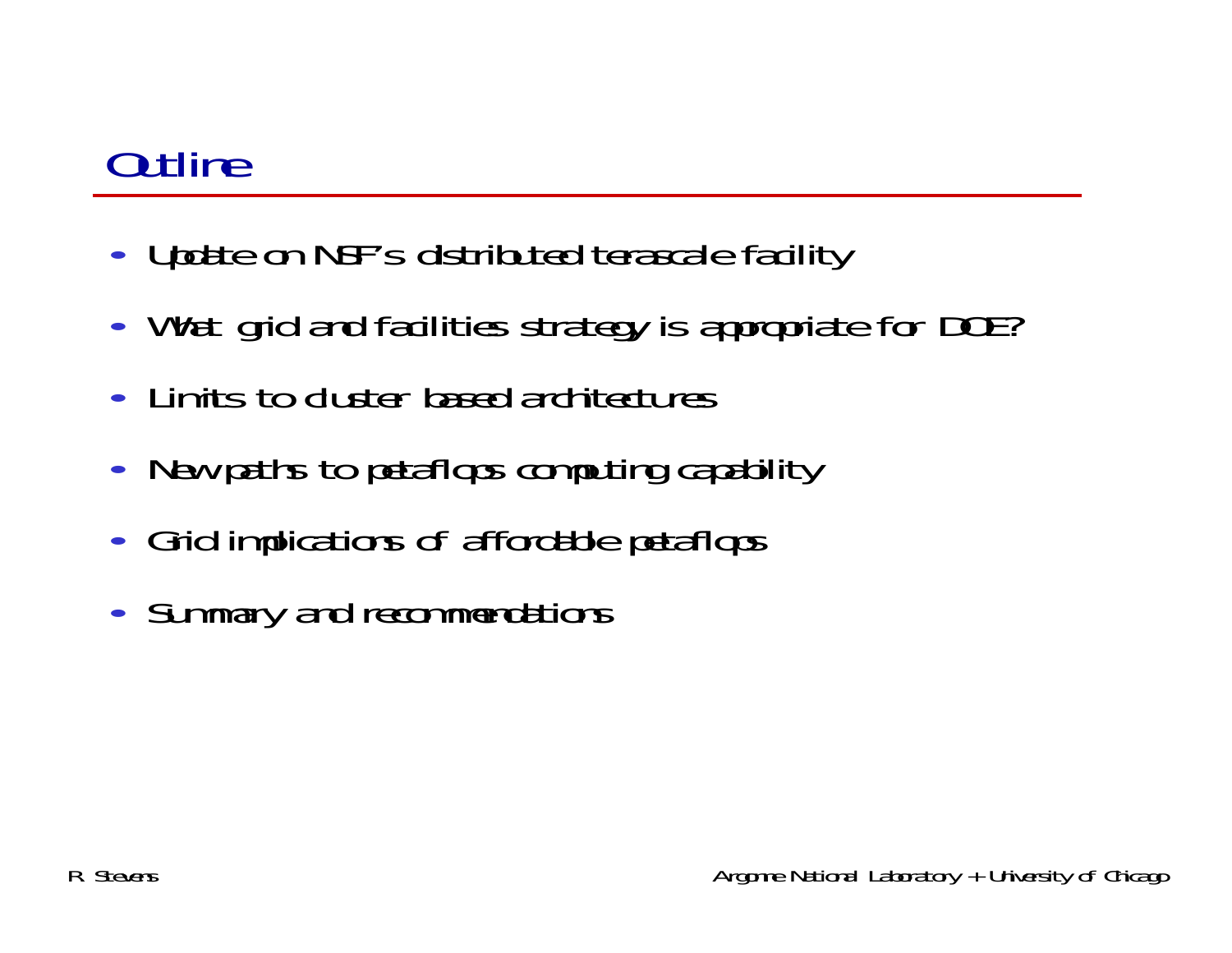# Outline

- Update on NSF's distributed terascale facility
- What grid and facilities strategy is appropriate for DOE?
- Limits to cluster based architectures
- New paths to petaflops computing capability
- Grid implications of affordable petaflops
- Summary and recommendations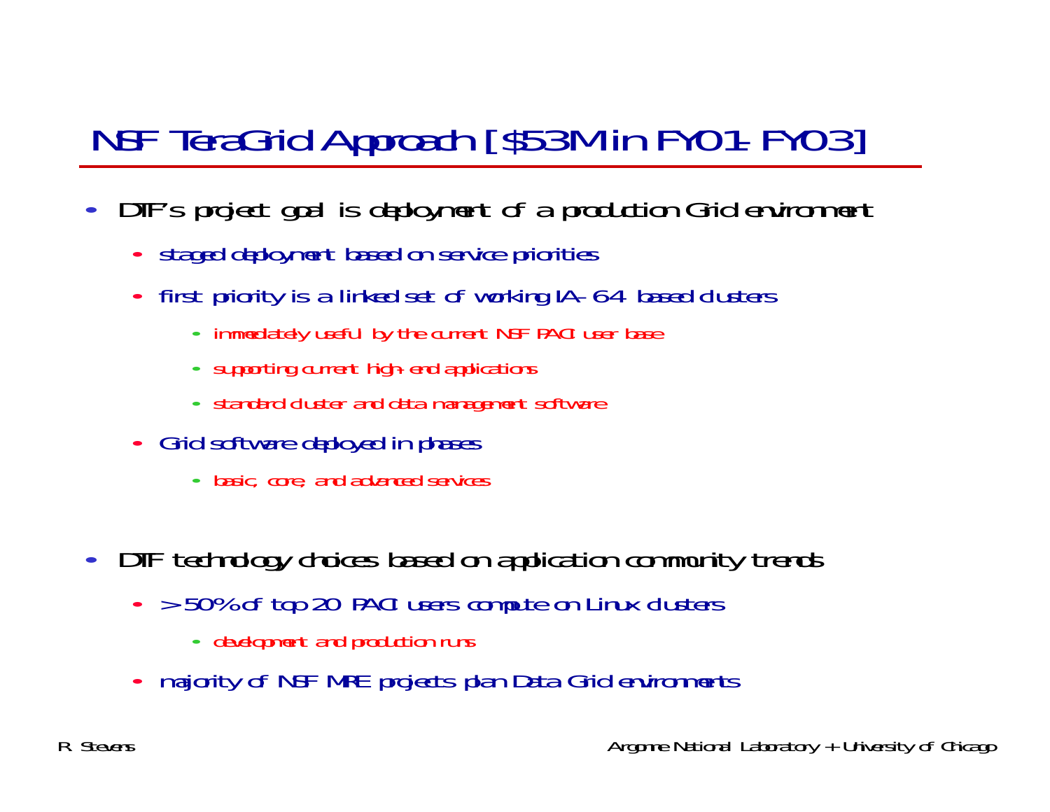# NSF TeraGrid Approach [$53M in FY01-FY03]

- DTF's project goal is deployment of a production Grid environment
  - staged deployment based on service priorities
  - first priority is a linked set of working IA-64 based clusters
    - immediately useful by the current NSF PACI user base
    - supporting current high-end applications
    - standard cluster and data management software
  - Grid software deployed in phases
    - basic, core, and advanced services

- DTF technology choices based on application community trends
  - > 50% of top 20 PACI users compute on Linux clusters
    - development and production runs
  - majority of NSF MRE projects plan Data Grid environments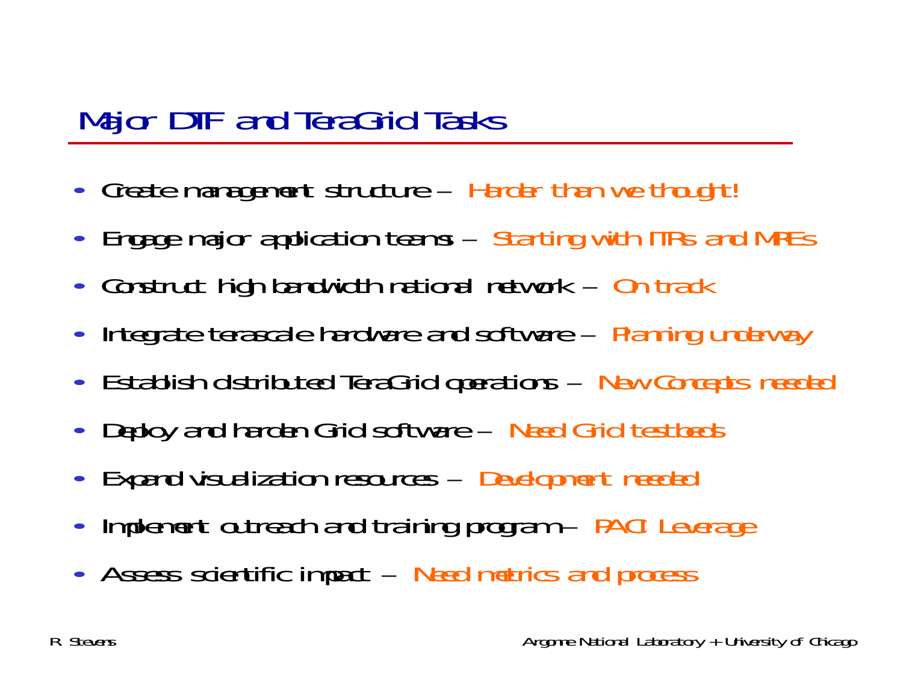# Major DTF and TeraGrid Tasks

- Create management structure – Harder than we thought!
- Engage major application teams – Starting with ITRs and MREs
- Construct high bandwidth national network – On track
- Integrate terascale hardware and software – Planning underway
- Establish distributed TeraGrid operations – New Concepts needed
- Deploy and harden Grid software – Need Grid testbeds
- Expand visualization resources – Development needed
- Implement outreach and training program – PACI Leverage
- Assess scientific impact – Need metrics and process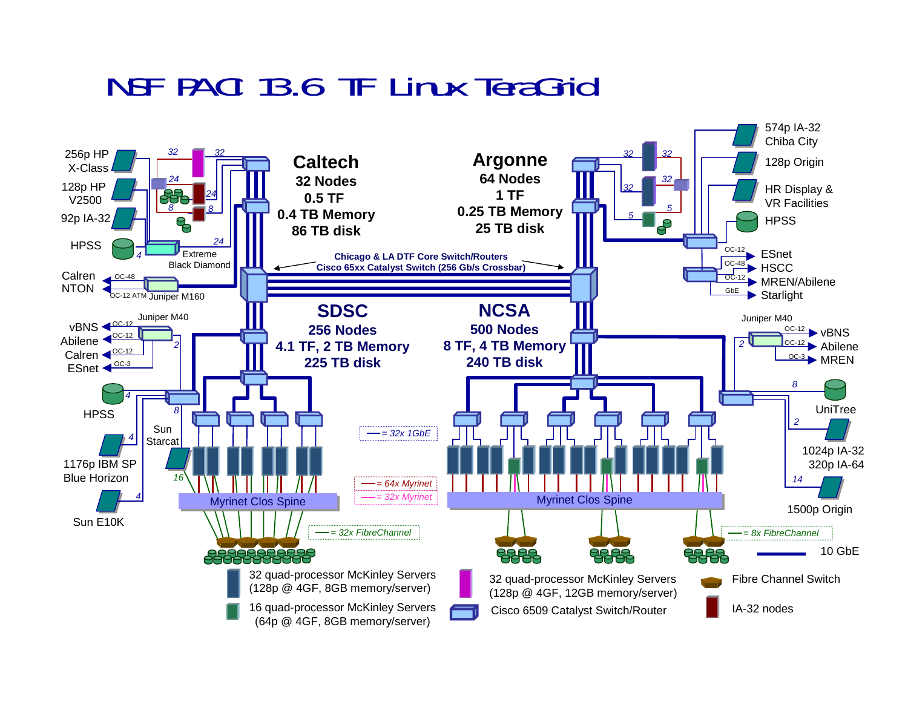# NSF PACI 13.6 TF Linux TeraGrid

**Caltech**
**32 Nodes**
**0.5 TF**
**0.4 TB Memory**
**86 TB disk**

**Argonne**
**64 Nodes**
**1 TF**
**0.25 TB Memory**
**25 TB disk**

**SDSC**
**256 Nodes**
**4.1 TF, 2 TB Memory**
**225 TB disk**

**NCSA**
**500 Nodes**
**8 TF, 4 TB Memory**
**240 TB disk**

**Chicago & LA DTF Core Switch/Routers**
**Cisco 65xx Catalyst Switch (256 Gb/s Crossbar)**

Caltech site: 256p HP X-Class; 128p HP V2500; 92p IA-32; HPSS; Extreme Black Diamond; Calren NTON (OC-48, OC-12 ATM); Juniper M160; link counts 32, 32, 24, 24, 8, 8, 4, 24

Argonne site: 574p IA-32 Chiba City; 128p Origin; HR Display & VR Facilities; HPSS; ESnet (OC-12); HSCC (OC-48); MREN/Abilene (OC-12); Starlight (GbE); link counts 32, 32, 32, 32, 5, 5

SDSC site: Juniper M40; vBNS (OC-12); Abilene (OC-12); Calren (OC-12); ESnet (OC-3); HPSS; Sun Starcat; 1176p IBM SP Blue Horizon; Sun E10K; Myrinet Clos Spine; link counts 2, 4, 8, 4, 4, 16

NCSA site: Juniper M40; vBNS (OC-12); Abilene (OC-12); MREN (OC-3); UniTree; 1024p IA-32 320p IA-64; 1500p Origin; Myrinet Clos Spine; link counts 2, 8, 2, 14

Legend:

- = 32x 1GbE
- = 64x Myrinet
- = 32x Myrinet
- = 32x FibreChannel
- = 8x FibreChannel
- 10 GbE
- 32 quad-processor McKinley Servers (128p @ 4GF, 8GB memory/server)
- 16 quad-processor McKinley Servers (64p @ 4GF, 8GB memory/server)
- 32 quad-processor McKinley Servers (128p @ 4GF, 12GB memory/server)
- Cisco 6509 Catalyst Switch/Router
- Fibre Channel Switch
- IA-32 nodes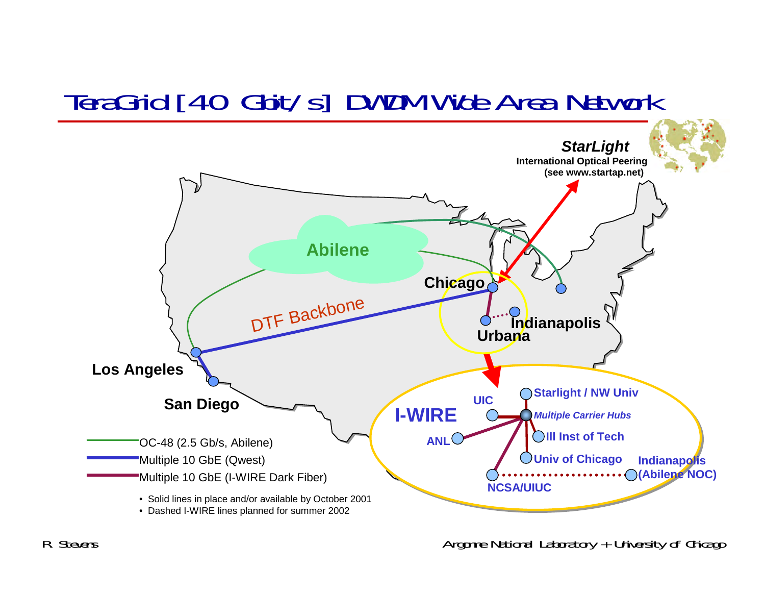# TeraGrid [40 Gbit/s] DWDM Wide Area Network

**StarLight**
**International Optical Peering (see www.startap.net)**

**Abilene**

**Chicago**

DTF Backbone

**Indianapolis**

**Urbana**

**Los Angeles**

**San Diego**

**I-WIRE**

**UIC**

**Starlight / NW Univ**

*Multiple Carrier Hubs*

**ANL**

**Ill Inst of Tech**

**Univ of Chicago**

**Indianapolis (Abilene NOC)**

**NCSA/UIUC**

- OC-48 (2.5 Gb/s, Abilene)
- Multiple 10 GbE (Qwest)
- Multiple 10 GbE (I-WIRE Dark Fiber)

- Solid lines in place and/or available by October 2001
- Dashed I-WIRE lines planned for summer 2002

R. Stevens

Argonne National Laboratory + University of Chicago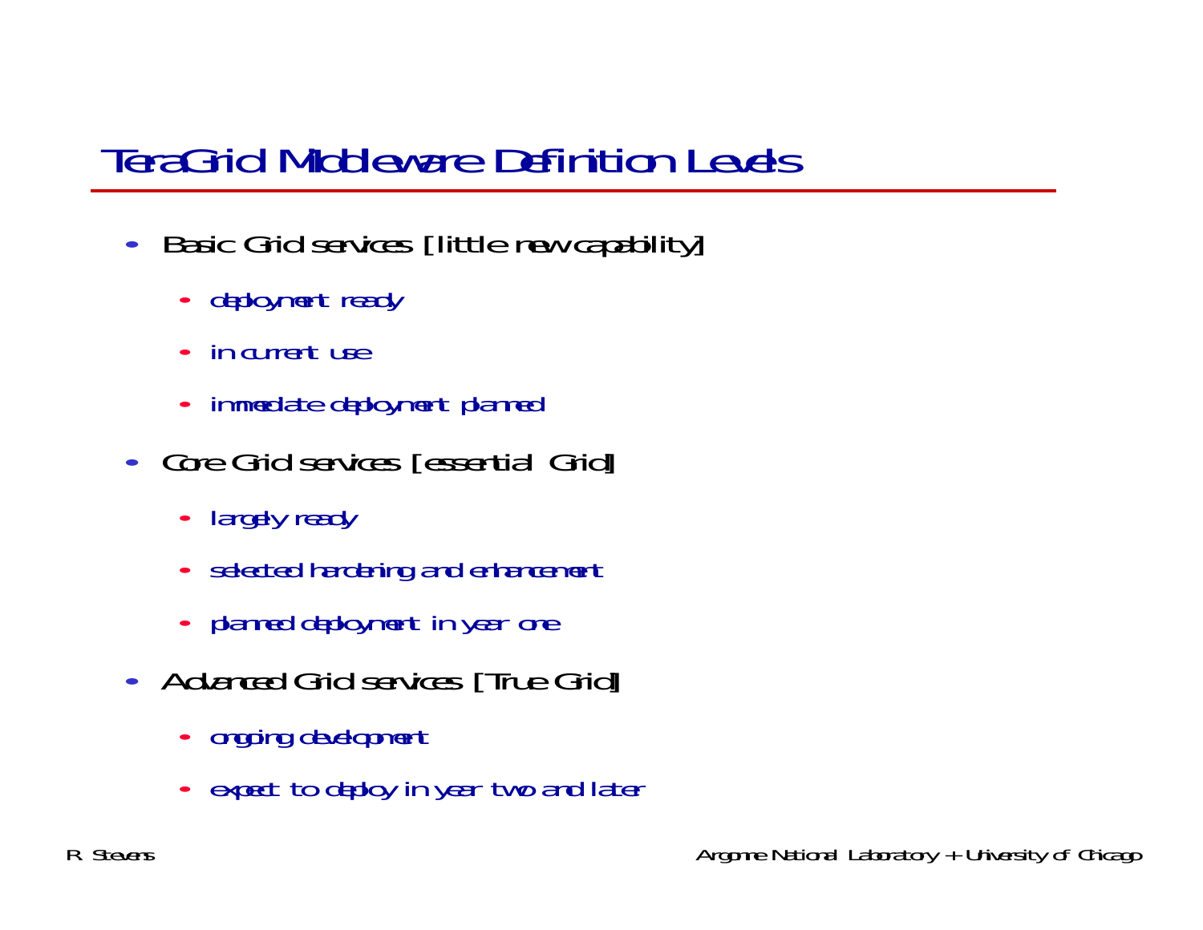# TeraGrid Middleware Definition Levels

- Basic Grid services [little new capability]
  - deployment ready
  - in current use
  - immediate deployment planned
- Core Grid services [essential Grid]
  - largely ready
  - selected hardening and enhancement
  - planned deployment in year one
- Advanced Grid services [True Grid]
  - ongoing development
  - expect to deploy in year two and later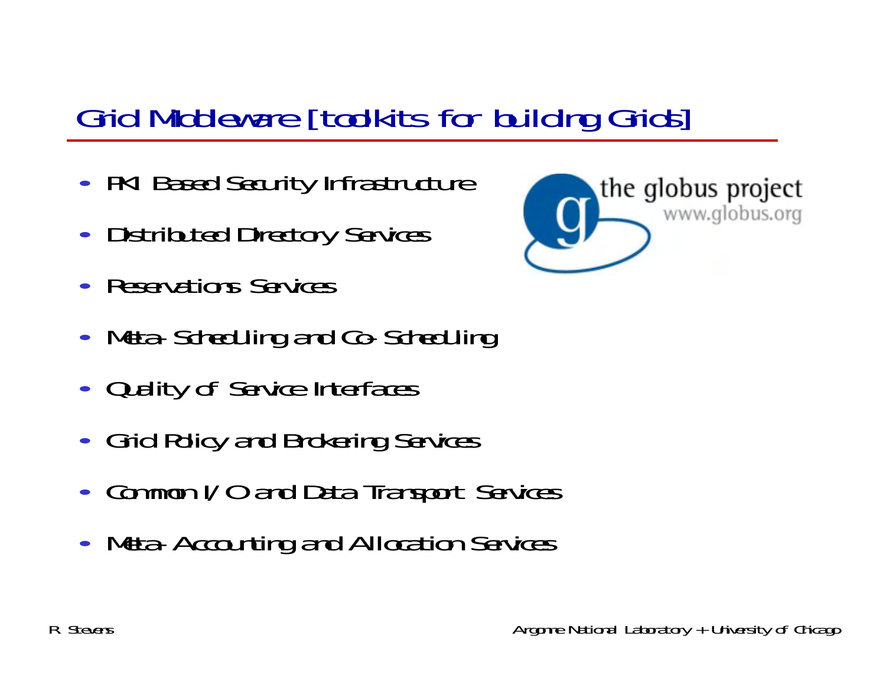# Grid Middleware [toolkits for building Grids]

- PKI Based Security Infrastructure
- Distributed Directory Services
- Reservations Services
- Meta-Scheduling and Co-Scheduling
- Quality of Service Interfaces
- Grid Policy and Brokering Services
- Common I/O and Data Transport Services
- Meta-Accounting and Allocation Services

the globus project
www.globus.org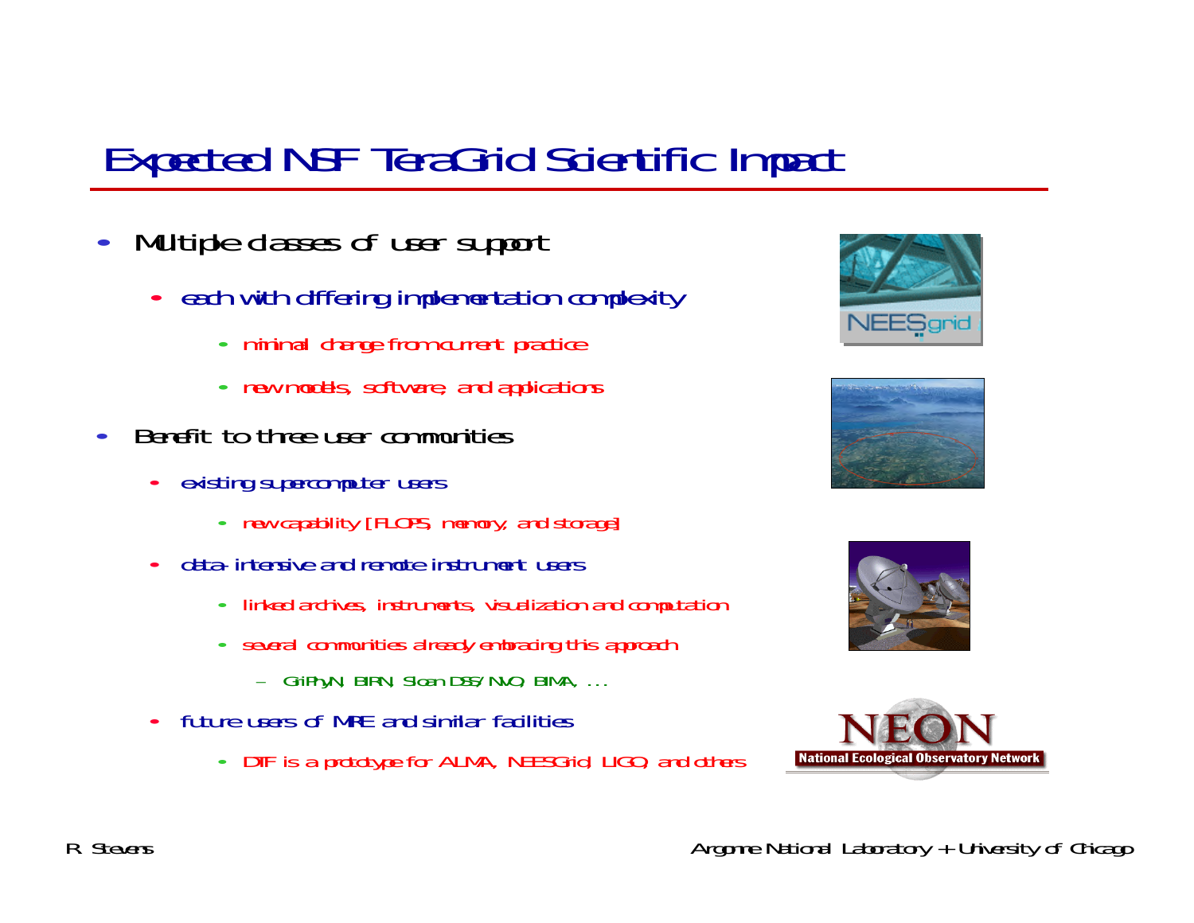# Expected NSF TeraGrid Scientific Impact

- Multiple classes of user support
  - each with differing implementation complexity
    - minimal change from current practice
    - new models, software, and applications
- Benefit to three user communities
  - existing supercomputer users
    - new capability [FLOPS, memory, and storage]
  - data-intensive and remote instrument users
    - linked archives, instruments, visualization and computation
    - several communities already embracing this approach
      - GriPhyN, BIRN, Sloan DSS/NVO, BIMA, ...
  - future users of MRE and similar facilities
    - DTF is a prototype for ALMA, NEESGrid, LIGO, and others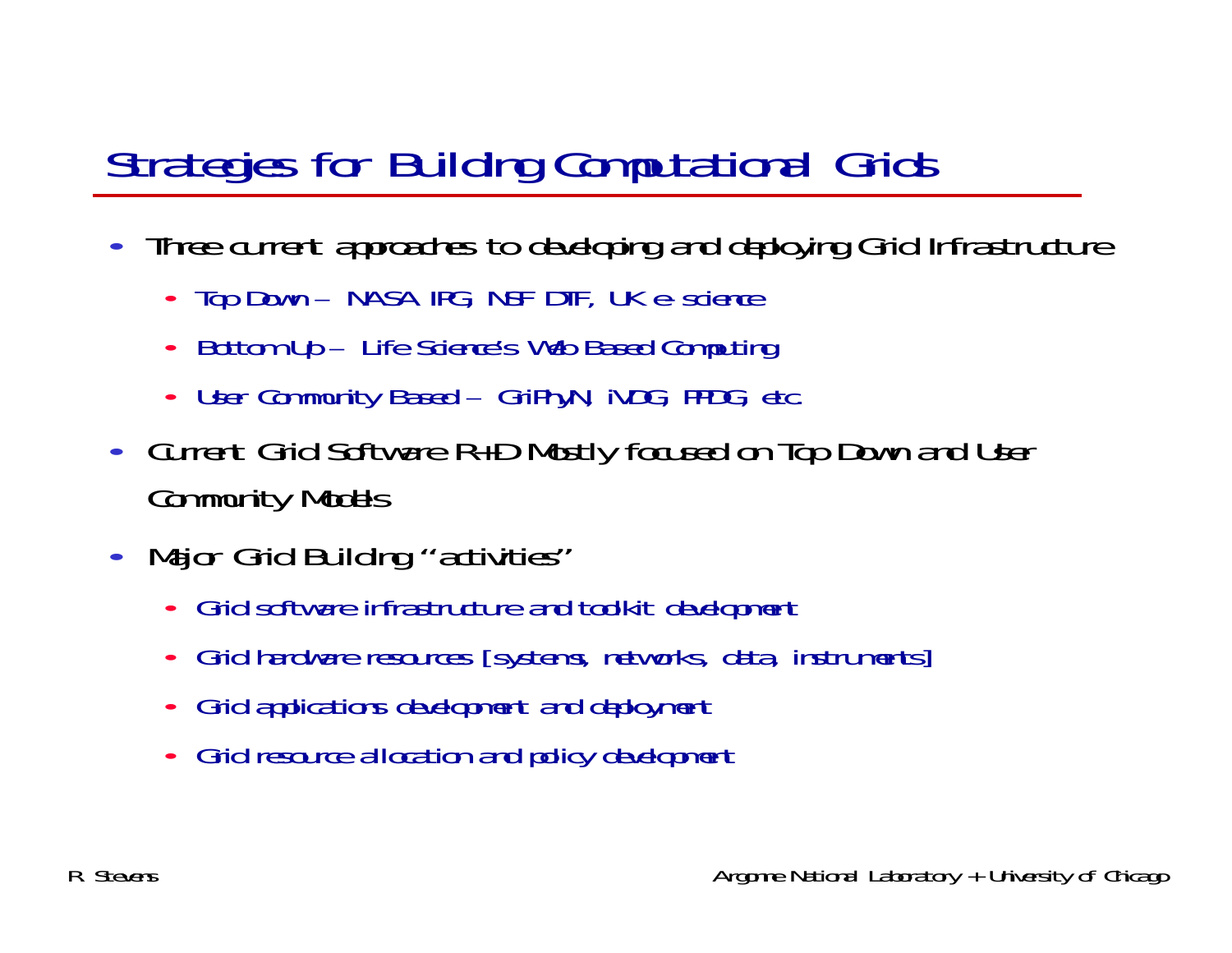# Strategies for Building Computational Grids

- Three current approaches to developing and deploying Grid Infrastructure
  - Top Down – NASA IPG, NSF DTF, UK e-science
  - Bottom Up – Life Science's Web Based Computing
  - User Community Based – GriPhyN, iVDG, PPDG, etc.
- Current Grid Software R+D Mostly focused on Top Down and User Community Models
- Major Grid Building "activities"
  - Grid software infrastructure and toolkit development
  - Grid hardware resources [systems, networks, data, instruments]
  - Grid applications development and deployment
  - Grid resource allocation and policy development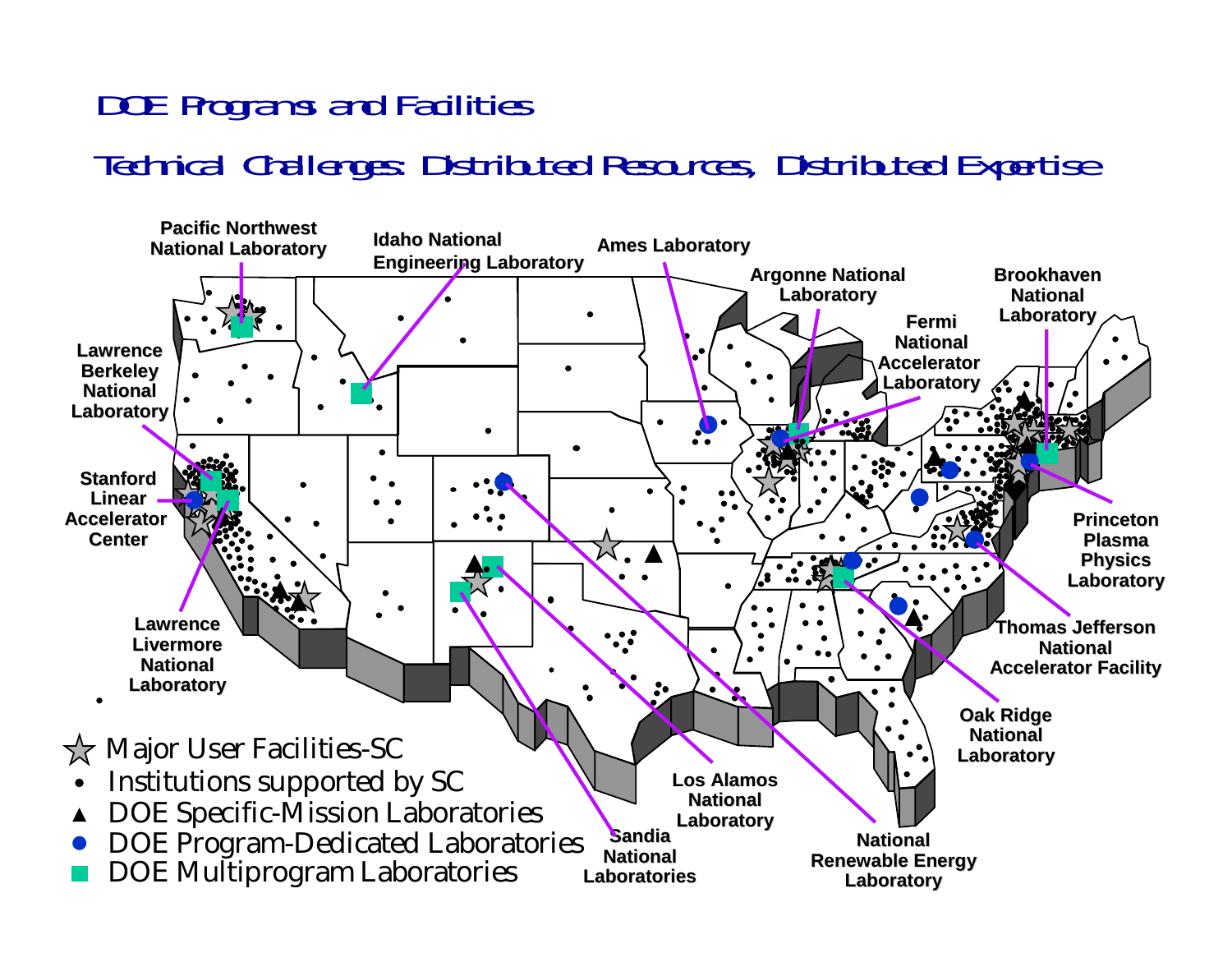# DOE Programs and Facilities

## Technical Challenges: Distributed Resources, Distributed Expertise

Pacific Northwest National Laboratory

Idaho National Engineering Laboratory

Ames Laboratory

Argonne National Laboratory

Fermi National Accelerator Laboratory

Brookhaven National Laboratory

Lawrence Berkeley National Laboratory

Stanford Linear Accelerator Center

Lawrence Livermore National Laboratory

Princeton Plasma Physics Laboratory

Thomas Jefferson National Accelerator Facility

Oak Ridge National Laboratory

Los Alamos National Laboratory

Sandia National Laboratories

National Renewable Energy Laboratory

- ☆ Major User Facilities-SC
- • Institutions supported by SC
- ▲ DOE Specific-Mission Laboratories
- ● DOE Program-Dedicated Laboratories
- ■ DOE Multiprogram Laboratories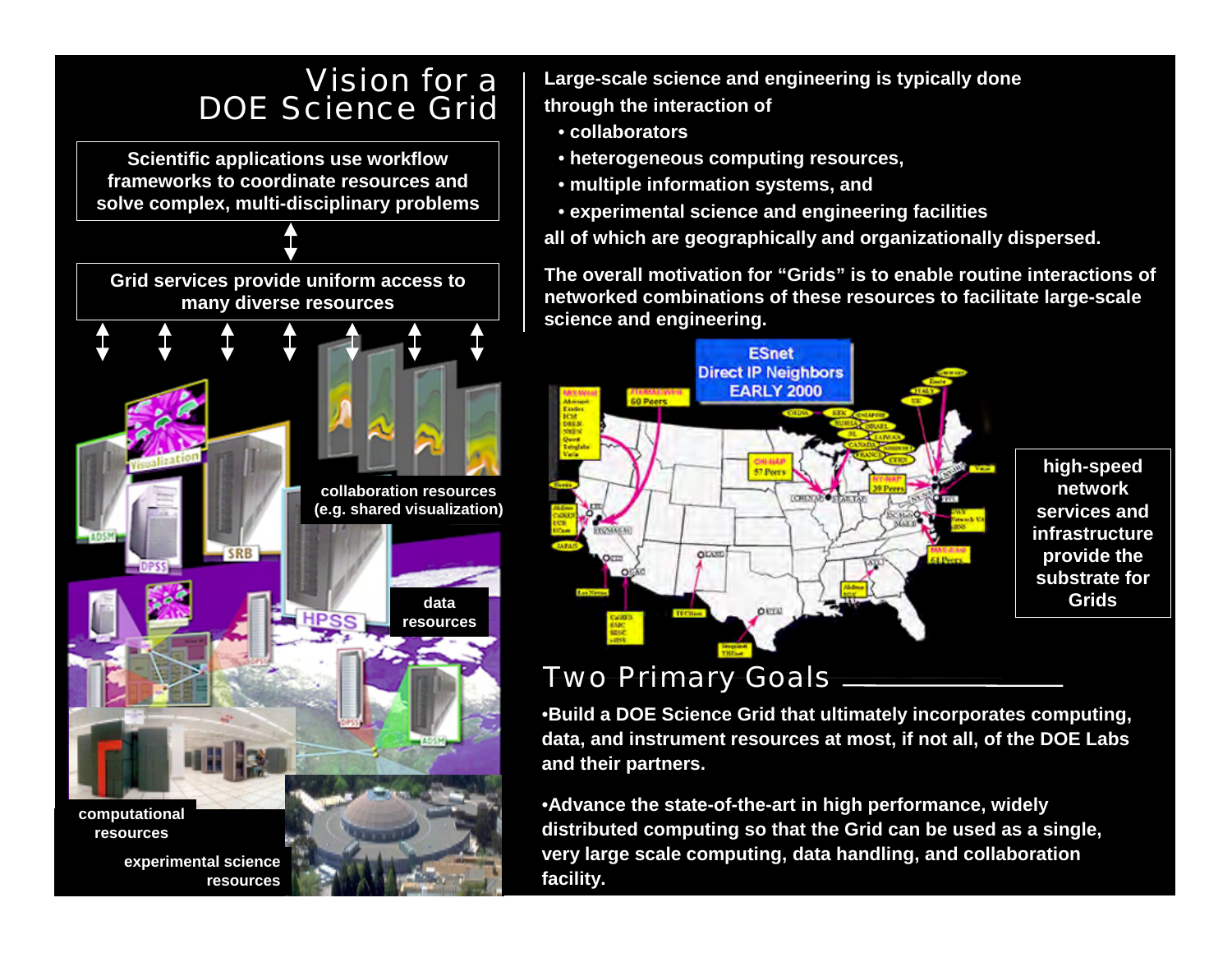# Vision for a DOE Science Grid

Scientific applications use workflow frameworks to coordinate resources and solve complex, multi-disciplinary problems

Grid services provide uniform access to many diverse resources

collaboration resources (e.g. shared visualization)

data resources

computational resources

experimental science resources

Large-scale science and engineering is typically done through the interaction of

- collaborators
- heterogeneous computing resources,
- multiple information systems, and
- experimental science and engineering facilities

all of which are geographically and organizationally dispersed.

The overall motivation for "Grids" is to enable routine interactions of networked combinations of these resources to facilitate large-scale science and engineering.

ESnet Direct IP Neighbors EARLY 2000

high-speed network services and infrastructure provide the substrate for Grids

## Two Primary Goals

- Build a DOE Science Grid that ultimately incorporates computing, data, and instrument resources at most, if not all, of the DOE Labs and their partners.
- Advance the state-of-the-art in high performance, widely distributed computing so that the Grid can be used as a single, very large scale computing, data handling, and collaboration facility.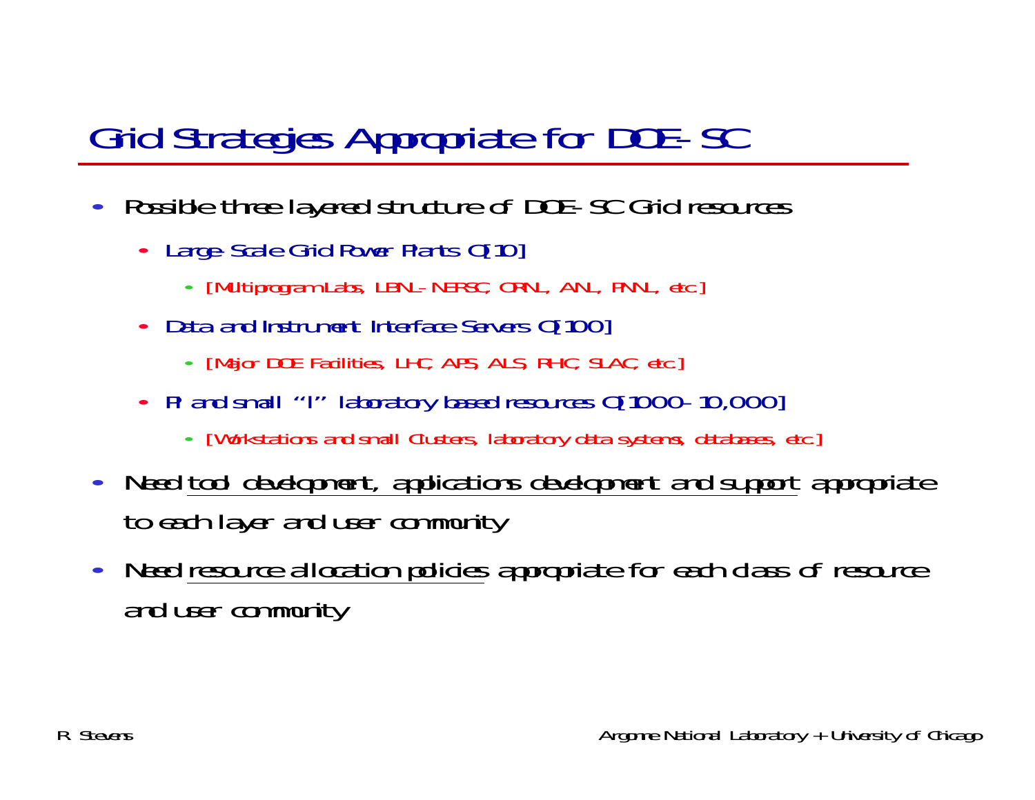# Grid Strategies Appropriate for DOE-SC

- Possible three layered structure of DOE-SC Grid resources
  - Large-Scale Grid Power Plants O[10]
    - [Multiprogram Labs, LBNL-NERSC, ORNL, ANL, PNNL, etc]
  - Data and Instrument Interface Servers O[100]
    - [Major DOE Facilities, LHC, APS, ALS, RHIC, SLAC, etc]
  - PI and small "l" laboratory based resources O[1000-10,000]
    - [Workstations and small Clusters, laboratory data systems, databases, etc]
- Need <u>tool development, applications development and support</u> appropriate to each layer and user community
- Need <u>resource allocation policies</u> appropriate for each class of resource and user community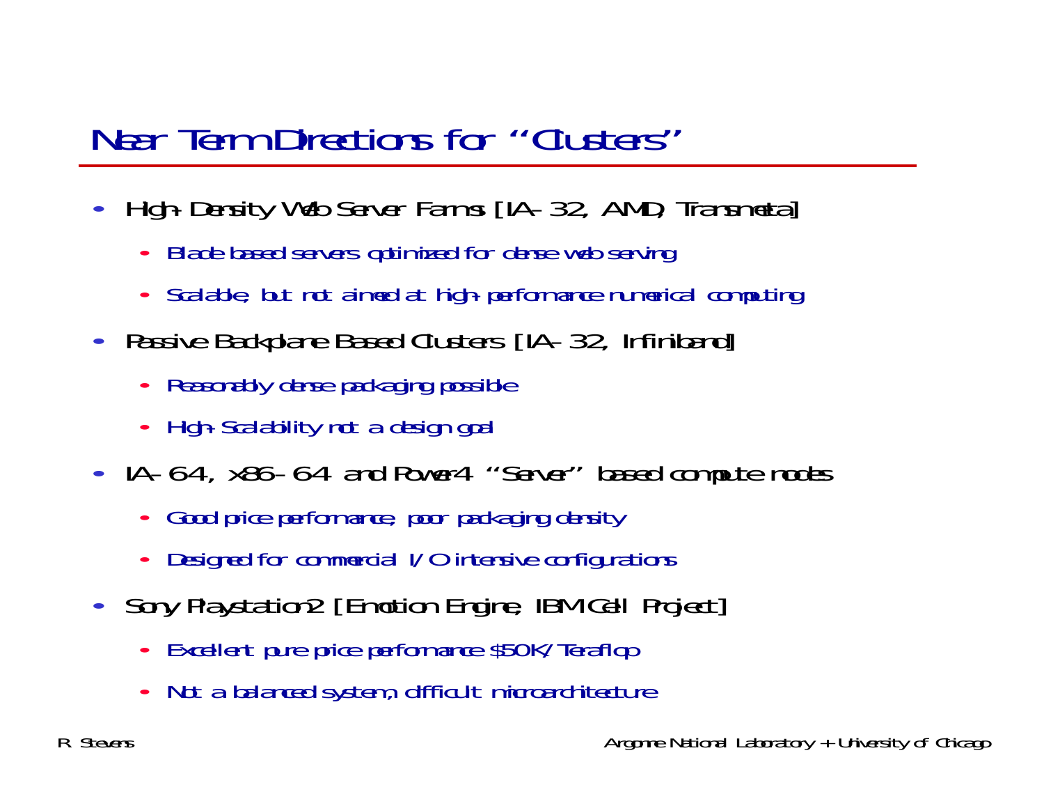# Near Term Directions for "Clusters"

- High-Density Web Server Farms [IA-32, AMD, Transmeta]
  - Blade based servers optimized for dense web serving
  - Scalable, but not aimed at high-performance numerical computing
- Passive Backplane Based Clusters [IA-32, Infiniband]
  - Reasonably dense packaging possible
  - High-Scalability not a design goal
- IA-64, x86-64 and Power4 "Server" based compute nodes
  - Good price performance, poor packaging density
  - Designed for commercial I/O intensive configurations
- Sony Playstation2 [Emotion Engine, IBM Cell Project]
  - Excellent pure price performance $50K/Teraflop
  - Not a balanced system, difficult microarchitecture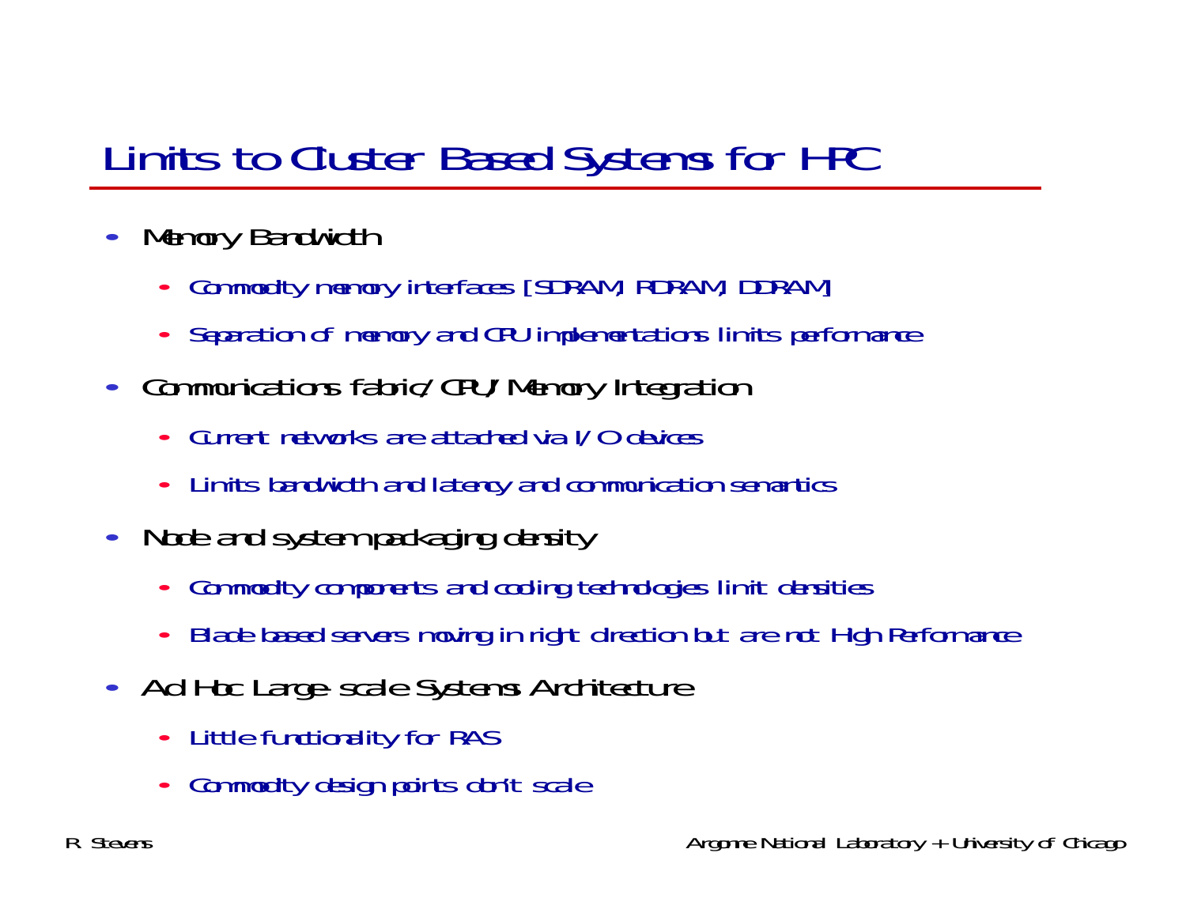# Limits to Cluster Based Systems for HPC

- Memory Bandwidth
  - Commodity memory interfaces [SDRAM, RDRAM, DDRAM]
  - Separation of memory and CPU implementations limits performance
- Communications fabric/CPU/Memory Integration
  - Current networks are attached via I/O devices
  - Limits bandwidth and latency and communication semantics
- Node and system packaging density
  - Commodity components and cooling technologies limit densities
  - Blade based servers moving in right direction but are not High Performance
- Ad Hoc Large-scale Systems Architecture
  - Little functionality for RAS
  - Commodity design points don't scale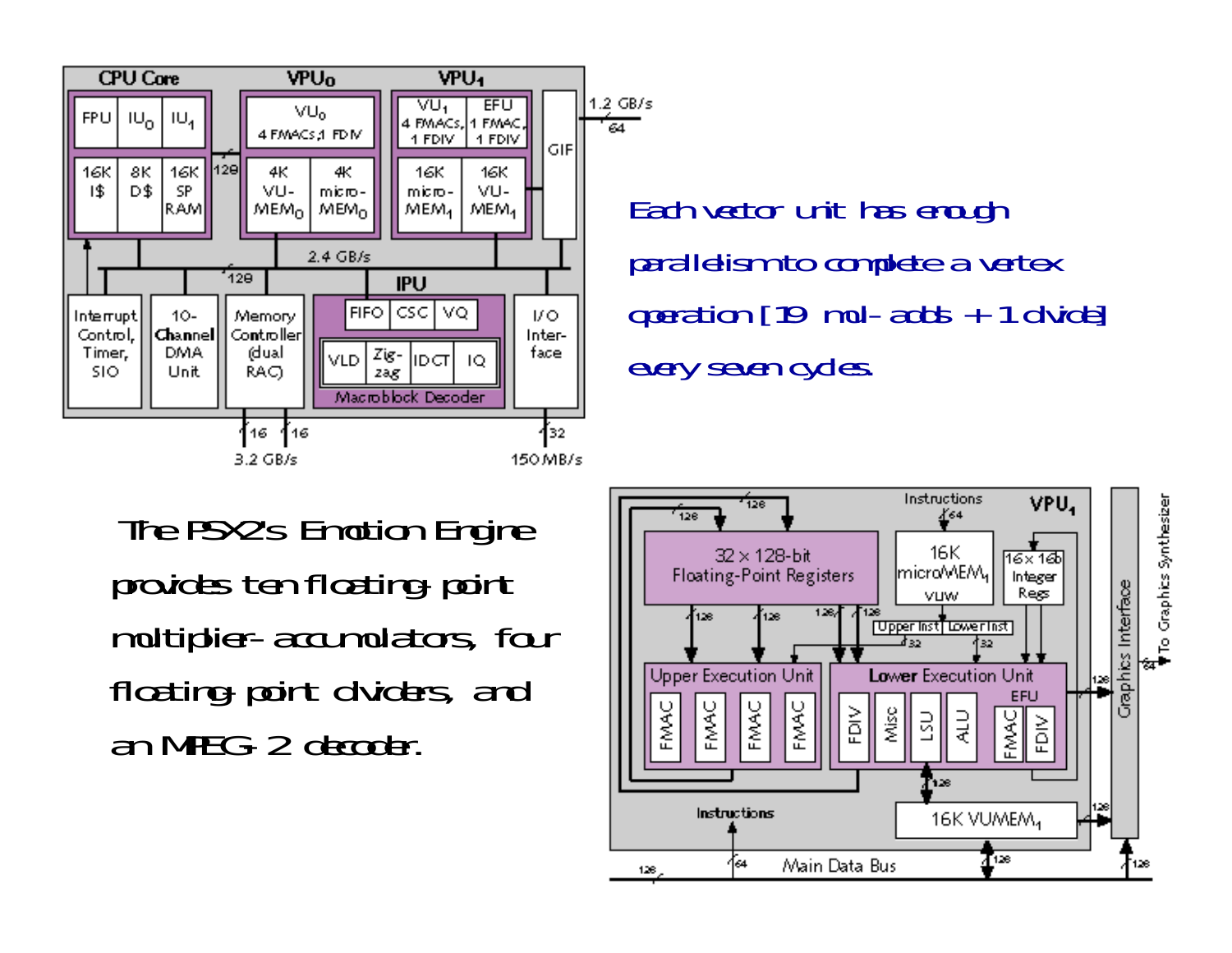Each vector unit has enough parallelism to complete a vertex operation [19 mul-adds + 1 divide] every seven cycles.

The PSX2's Emotion Engine provides ten floating-point multiplier-accumulators, four floating-point dividers, and an MPEG-2 decoder.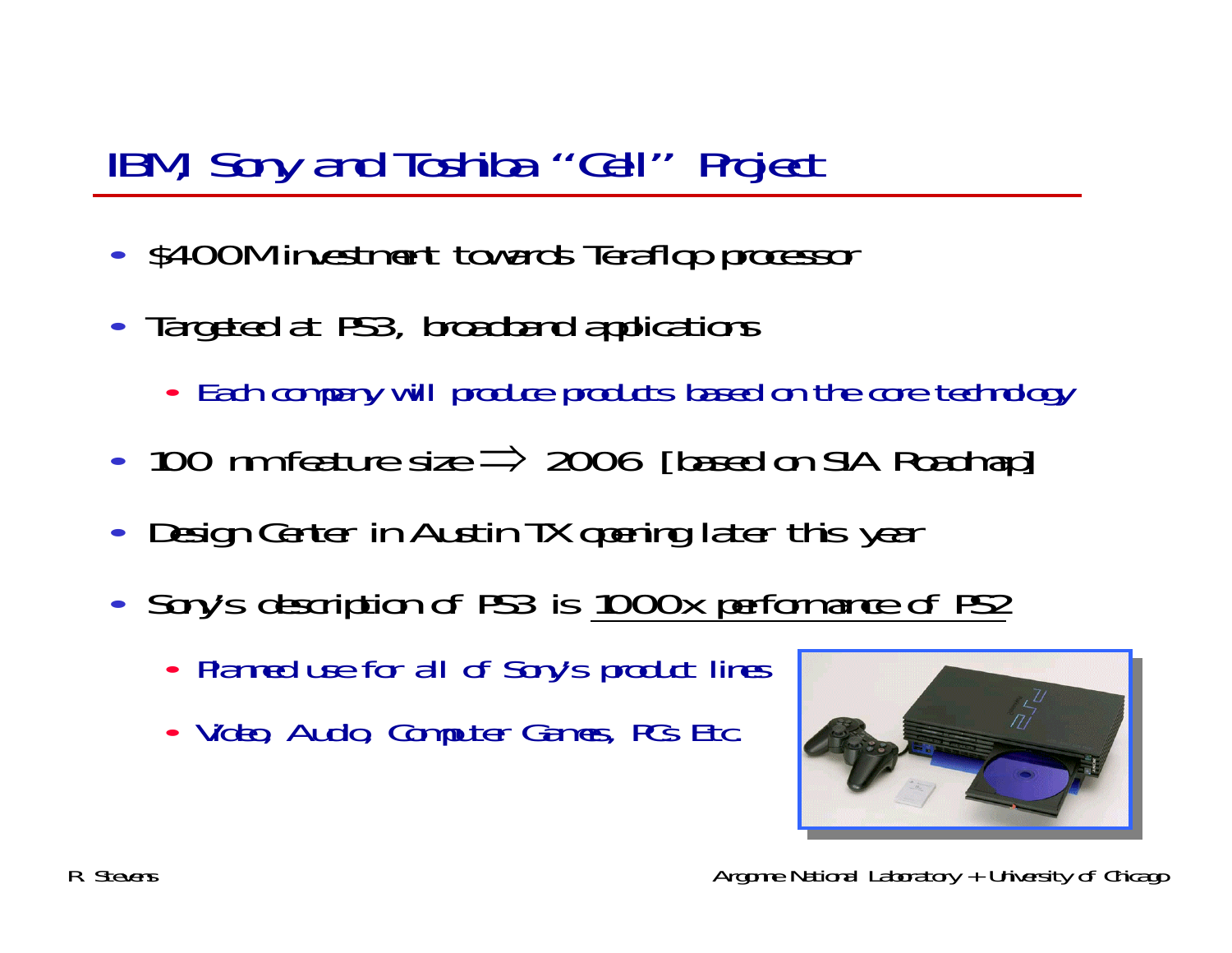# IBM, Sony and Toshiba "Cell" Project

- $400M investment towards Teraflop processor
- Targeted at PS3, broadband applications
  - Each company will produce products based on the core technology
- 100 nm feature size $\Rightarrow$ 2006 [based on SIA Roadmap]
- Design Center in Austin TX opening later this year
- Sony's description of PS3 is <u>1000x performance of PS2</u>
  - Planned use for all of Sony's product lines
  - Video, Audio, Computer Games, PCs Etc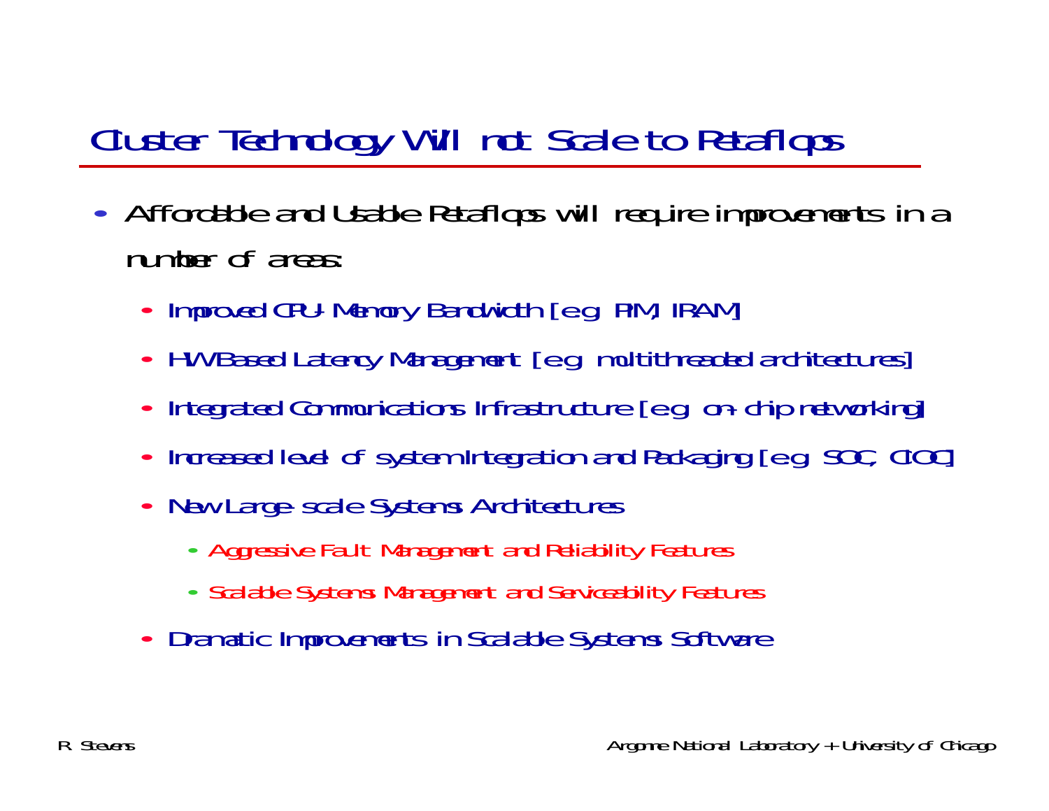# Cluster Technology Will not Scale to Petaflops

- Affordable and Usable Petaflops will require improvements in a number of areas:
  - Improved CPU-Memory Bandwidth [e.g. PIM, IRAM]
  - HW Based Latency Management [e.g. multithreaded architectures]
  - Integrated Communications Infrastructure [e.g. on-chip networking]
  - Increased level of system Integration and Packaging [e.g. SOC, COC]
  - New Large-scale Systems Architectures
    - Aggressive Fault Management and Reliability Features
    - Scalable Systems Management and Serviceability Features
  - Dramatic Improvements in Scalable Systems Software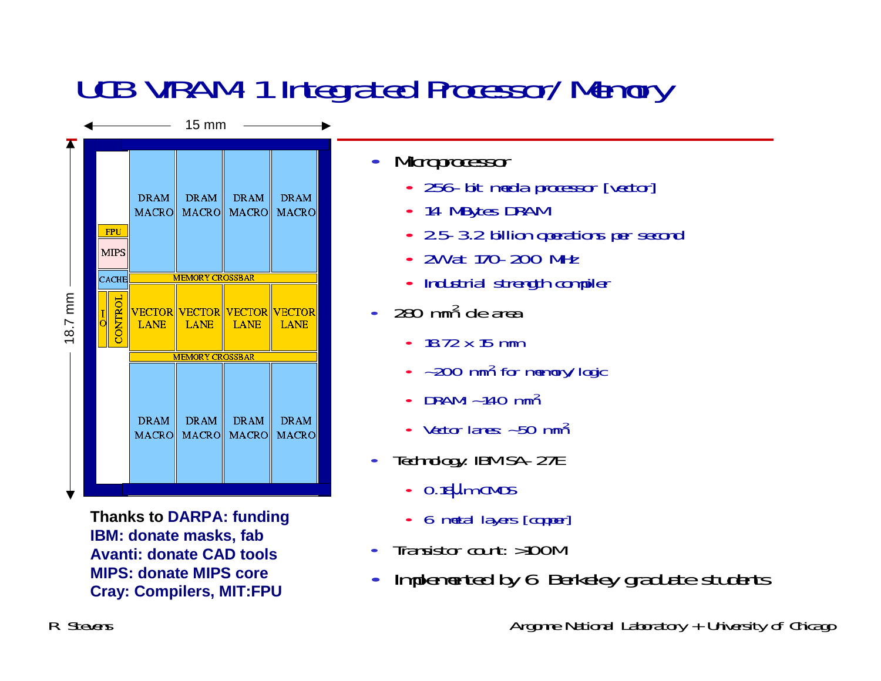# UCB VIRAM-1 Integrated Processor/Memory

15 mm

18.7 mm

| | DRAM MACRO | DRAM MACRO | DRAM MACRO | DRAM MACRO |
|---|---|---|---|---|
| FPU / MIPS | | | | |
| CACHE | MEMORY CROSSBAR | | | |
| I/O, CONTROL | VECTOR LANE | VECTOR LANE | VECTOR LANE | VECTOR LANE |
| | MEMORY CROSSBAR | | | |
| | DRAM MACRO | DRAM MACRO | DRAM MACRO | DRAM MACRO |

**Thanks to DARPA: funding**
**IBM: donate masks, fab**
**Avanti: donate CAD tools**
**MIPS: donate MIPS core**
**Cray: Compilers, MIT:FPU**

- Microprocessor
  - 256-bit media processor [vector]
  - 14 MBytes DRAM
  - 2.5-3.2 billion operations per second
  - 2W at 170-200 MHz
  - Industrial strength compiler
- 280 $mm^2$ die area
  - 18.72 x 15 mm
  - ~200 $mm^2$ for memory/logic
  - DRAM: ~140 $mm^2$
  - Vector lanes: ~50 $mm^2$
- Technology: IBM SA-27E
  - 0.18 $\mu$m CMOS
  - 6 metal layers [copper]
- Transistor count: >100M
- Implemented by 6 Berkeley graduate students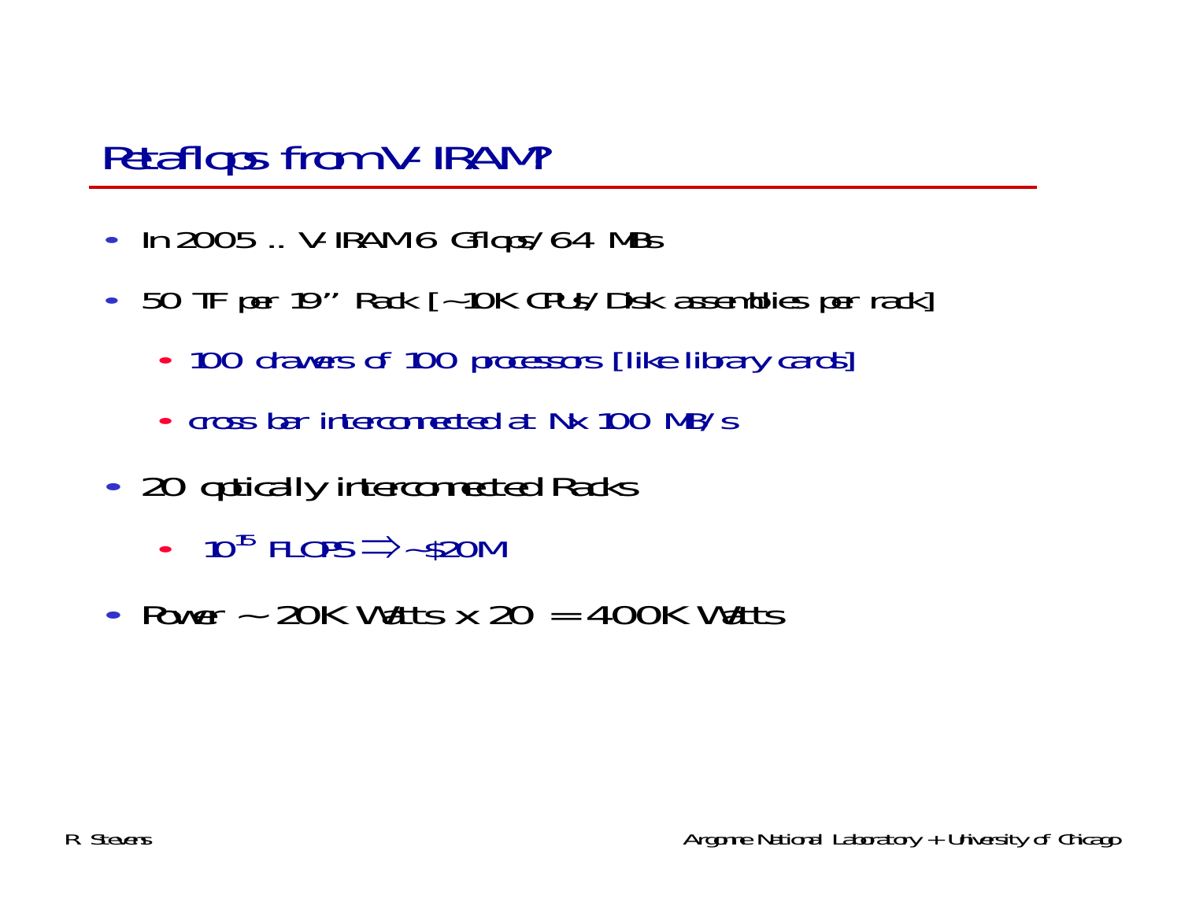# Petaflops from V-IRAM?

- In 2005 .. V-IRAM 6 Gflops/64 MBs
- 50 TF per 19” Rack [~10K CPUs/Disk assemblies per rack]
  - 100 drawers of 100 processors [like library cards]
  - cross bar interconnected at N x 100 MB/s
- 20 optically interconnected Racks
  - $10^{15}$ FLOPS $\Rightarrow$ ~$20M
- Power ~ 20K Watts x 20 = 400K Watts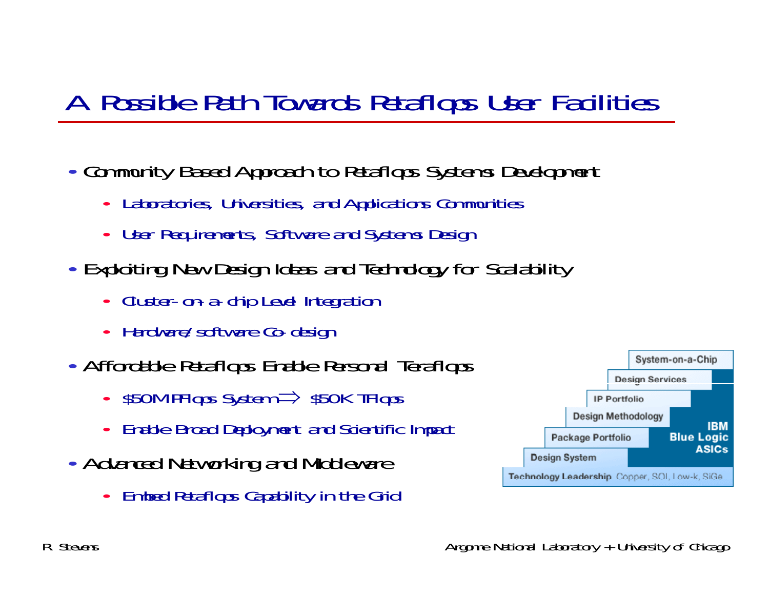# A Possible Path Towards Petaflops User Facilities

- Community Based Approach to Petaflops Systems Development
  - Laboratories, Universities, and Applications Communities
  - User Requirements, Software and Systems Design
- Exploiting New Design Ideas and Technology for Scalability
  - Cluster-on-a-chip Level Integration
  - Hardware/software Co-design
- Affordable Petaflops Enable Personal Teraflops
  - \$50M PFlops System $\Rightarrow$ \$50K TFlops
  - Enable Broad Deployment and Scientific Impact
- Advanced Networking and Middleware
  - Embed Petaflops Capability in the Grid

| IBM Blue Logic ASICs |
| --- |
| System-on-a-Chip |
| Design Services |
| IP Portfolio |
| Design Methodology |
| Package Portfolio |
| Design System |
| Technology Leadership Copper, SOI, Low-k, SiGe |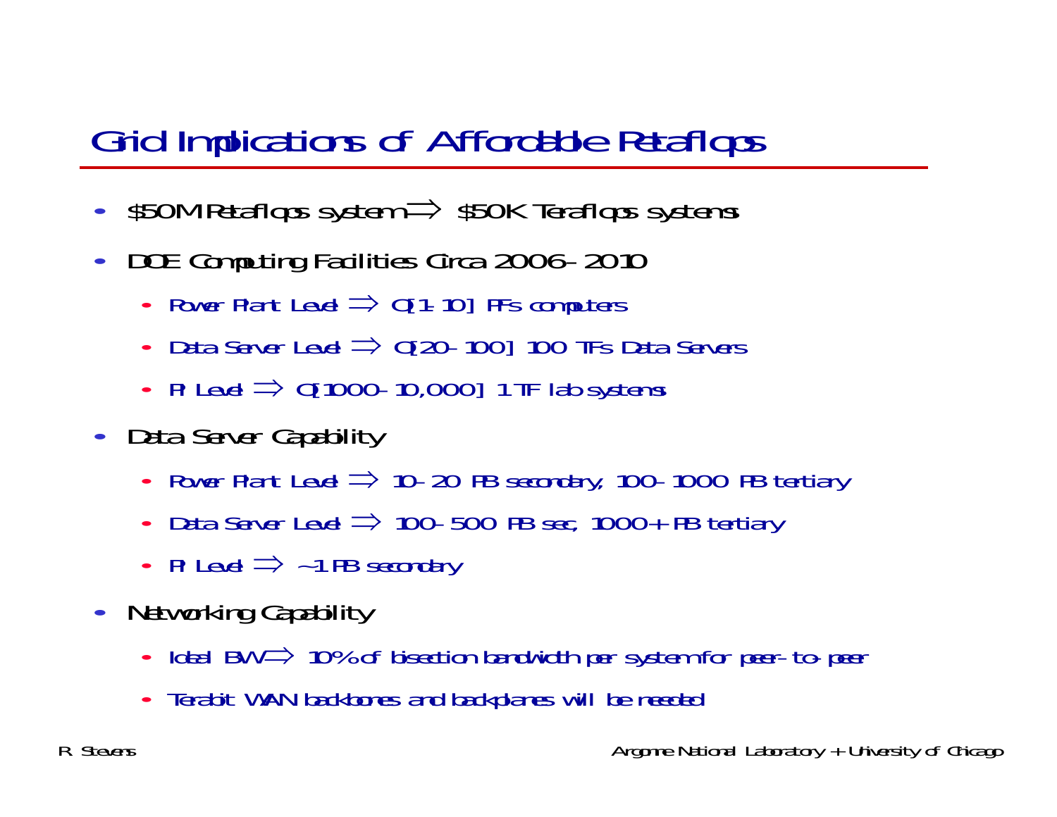# Grid Implications of Affordable Petaflops

- \$50M Petaflops system ⇒ \$50K Teraflops systems
- DOE Computing Facilities Circa 2006-2010
  - Power Plant Level ⇒ O[1-10] PFs computers
  - Data Server Level ⇒ O[20-100] 100 TFs Data Servers
  - PI Level ⇒ O[1000-10,000] 1 TF lab systems
- Data Server Capability
  - Power Plant Level ⇒ 10-20 PB secondary, 100-1000 PB tertiary
  - Data Server Level ⇒ 100-500 PB sec, 1000+ PB tertiary
  - PI Level ⇒ ~1 PB secondary
- Networking Capability
  - Ideal BW ⇒ 10% of bisection bandwidth per system for peer-to-peer
  - Terabit WAN backbones and backplanes will be needed

R. Stevens — Argonne National Laboratory + University of Chicago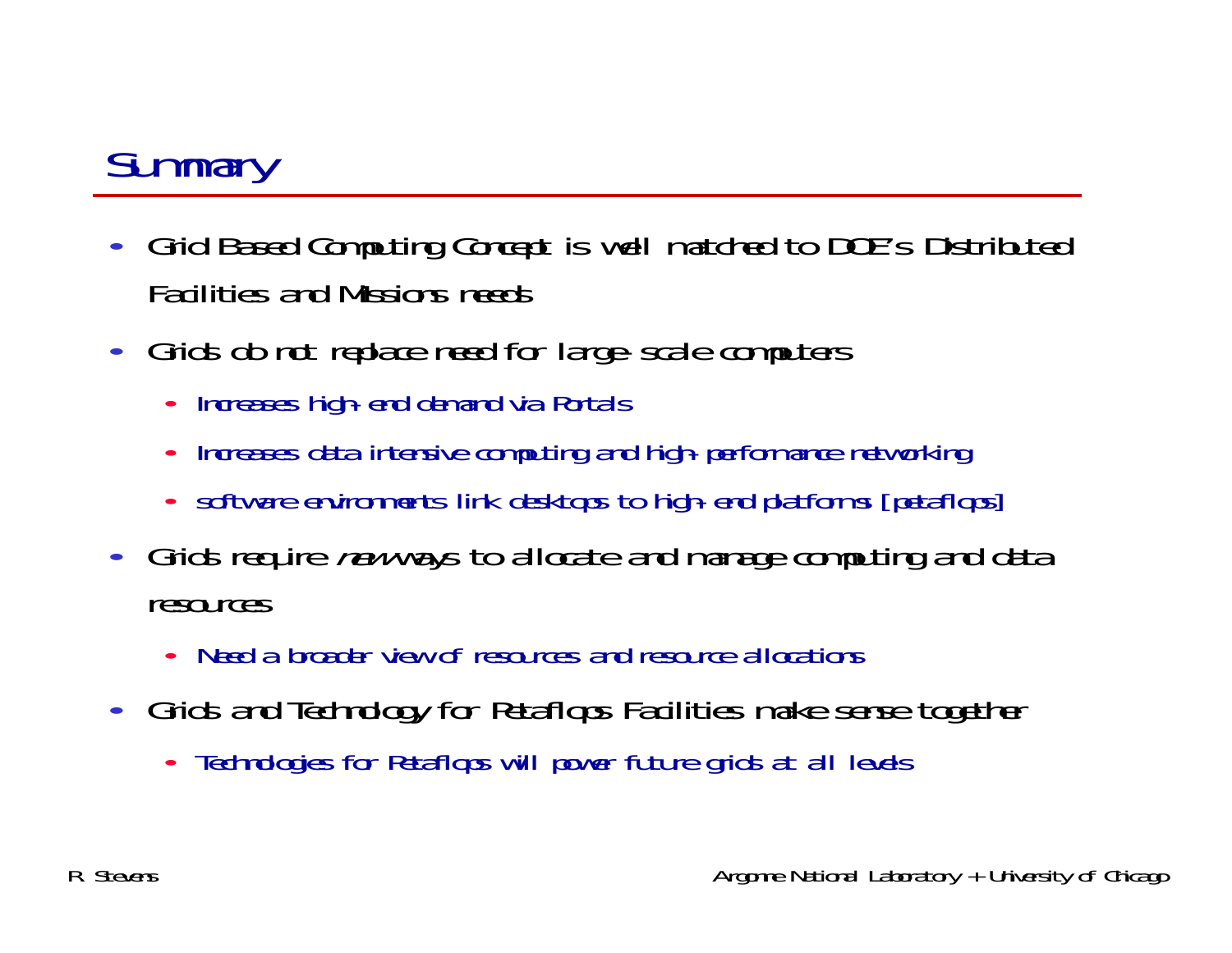# Summary

- Grid Based Computing Concept is well matched to DOE's Distributed Facilities and Missions needs
- Grids do not replace need for large-scale computers
  - Increases high-end demand via Portals
  - Increases data intensive computing and high-performance networking
  - software environments link desktops to high-end platforms [petaflops]
- Grids require *new* ways to allocate and manage computing and data resources
  - Need a broader view of resources and resource allocations
- Grids and Technology for Petaflops Facilities make sense together
  - Technologies for Petaflops will power future grids at all levels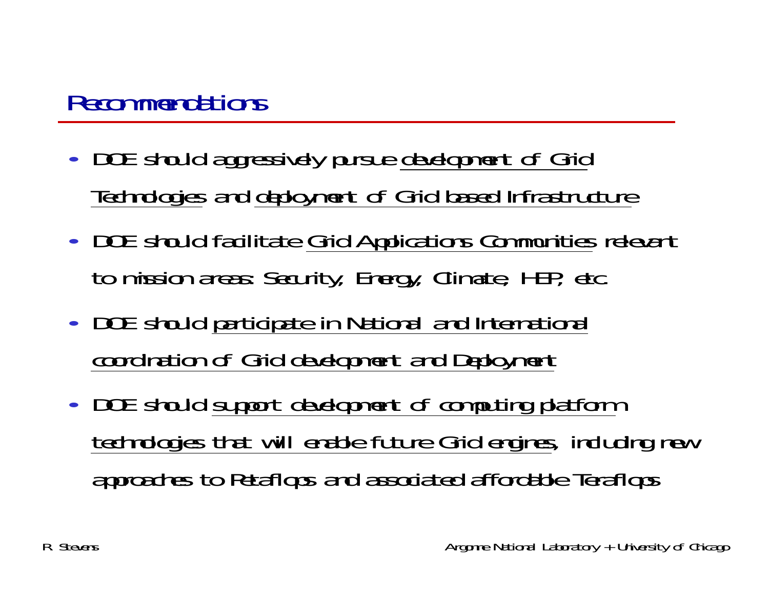## Recommendations

- DOE should aggressively pursue development of Grid Technologies and deployment of Grid based Infrastructure
- DOE should facilitate Grid Applications Communities relevant to mission areas: Security, Energy, Climate, HEP, etc.
- DOE should participate in National and International coordination of Grid development and Deployment
- DOE should support development of computing platform technologies that will enable future Grid engines, including new approaches to Petaflops and associated affordable Teraflops